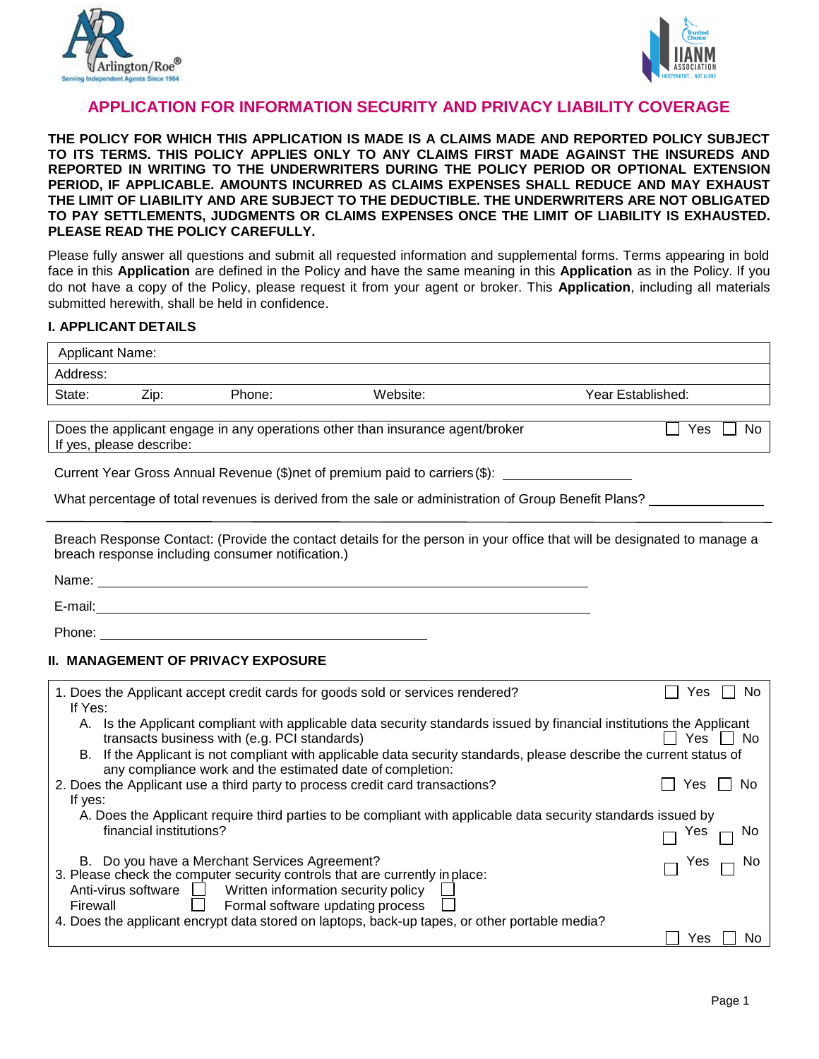# APPLICATION FOR INFORMATION SECURITY AND PRIVACY LIABILITY COVERAGE

**THE POLICY FOR WHICH THIS APPLICATION IS MADE IS A CLAIMS MADE AND REPORTED POLICY SUBJECT TO ITS TERMS. THIS POLICY APPLIES ONLY TO ANY CLAIMS FIRST MADE AGAINST THE INSUREDS AND REPORTED IN WRITING TO THE UNDERWRITERS DURING THE POLICY PERIOD OR OPTIONAL EXTENSION PERIOD, IF APPLICABLE. AMOUNTS INCURRED AS CLAIMS EXPENSES SHALL REDUCE AND MAY EXHAUST THE LIMIT OF LIABILITY AND ARE SUBJECT TO THE DEDUCTIBLE. THE UNDERWRITERS ARE NOT OBLIGATED TO PAY SETTLEMENTS, JUDGMENTS OR CLAIMS EXPENSES ONCE THE LIMIT OF LIABILITY IS EXHAUSTED. PLEASE READ THE POLICY CAREFULLY.**

Please fully answer all questions and submit all requested information and supplemental forms. Terms appearing in bold face in this **Application** are defined in the Policy and have the same meaning in this **Application** as in the Policy. If you do not have a copy of the Policy, please request it from your agent or broker. This **Application**, including all materials submitted herewith, shall be held in confidence.

## I. APPLICANT DETAILS

| Applicant Name: | | | | |
|---|---|---|---|---|
| Address: | | | | |
| State: | Zip: | Phone: | Website: | Year Established: |

Does the applicant engage in any operations other than insurance agent/broker ☐ Yes ☐ No
If yes, please describe:

Current Year Gross Annual Revenue ($)net of premium paid to carriers($): ____________

What percentage of total revenues is derived from the sale or administration of Group Benefit Plans? ____________

Breach Response Contact: (Provide the contact details for the person in your office that will be designated to manage a breach response including consumer notification.)

Name: ____________

E-mail: ____________

Phone: ____________

## II. MANAGEMENT OF PRIVACY EXPOSURE

1. Does the Applicant accept credit cards for goods sold or services rendered? ☐ Yes ☐ No
   If Yes:
   A. Is the Applicant compliant with applicable data security standards issued by financial institutions the Applicant transacts business with (e.g. PCI standards) ☐ Yes ☐ No
   B. If the Applicant is not compliant with applicable data security standards, please describe the current status of any compliance work and the estimated date of completion:
2. Does the Applicant use a third party to process credit card transactions? ☐ Yes ☐ No
   If yes:
   A. Does the Applicant require third parties to be compliant with applicable data security standards issued by financial institutions? ☐ Yes ☐ No
   B. Do you have a Merchant Services Agreement? ☐ Yes ☐ No
3. Please check the computer security controls that are currently in place:
   Anti-virus software ☐ Written information security policy ☐
   Firewall ☐ Formal software updating process ☐
4. Does the applicant encrypt data stored on laptops, back-up tapes, or other portable media? ☐ Yes ☐ No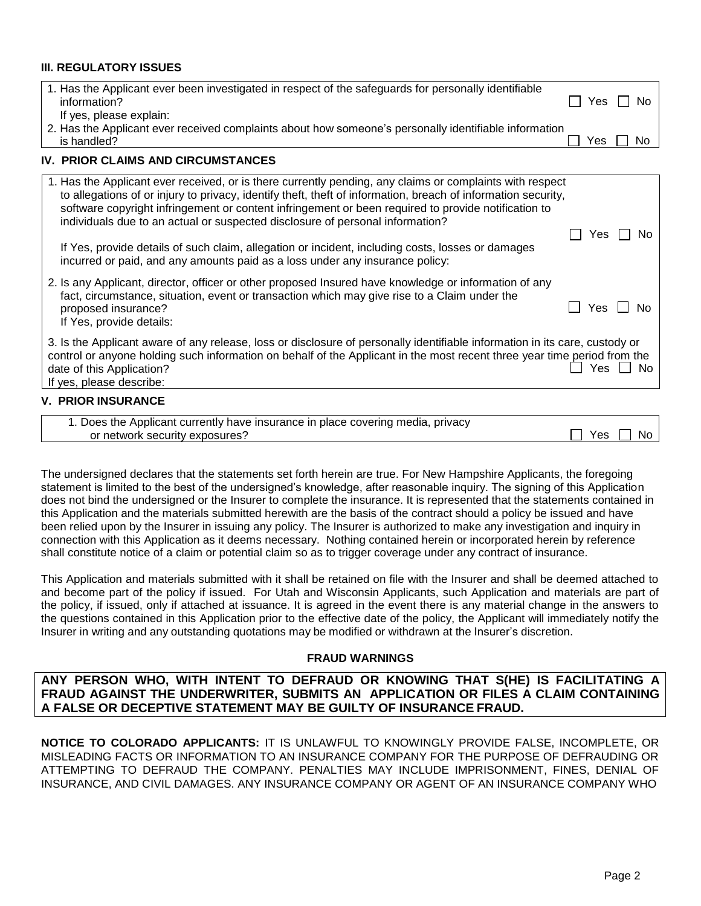### III. REGULATORY ISSUES

1. Has the Applicant ever been investigated in respect of the safeguards for personally identifiable information? ☐ Yes ☐ No
   If yes, please explain:
2. Has the Applicant ever received complaints about how someone's personally identifiable information is handled? ☐ Yes ☐ No

### IV. PRIOR CLAIMS AND CIRCUMSTANCES

1. Has the Applicant ever received, or is there currently pending, any claims or complaints with respect to allegations of or injury to privacy, identify theft, theft of information, breach of information security, software copyright infringement or content infringement or been required to provide notification to individuals due to an actual or suspected disclosure of personal information? ☐ Yes ☐ No

   If Yes, provide details of such claim, allegation or incident, including costs, losses or damages incurred or paid, and any amounts paid as a loss under any insurance policy:

2. Is any Applicant, director, officer or other proposed Insured have knowledge or information of any fact, circumstance, situation, event or transaction which may give rise to a Claim under the proposed insurance? ☐ Yes ☐ No
   If Yes, provide details:

3. Is the Applicant aware of any release, loss or disclosure of personally identifiable information in its care, custody or control or anyone holding such information on behalf of the Applicant in the most recent three year time period from the date of this Application? ☐ Yes ☐ No
   If yes, please describe:

### V. PRIOR INSURANCE

1. Does the Applicant currently have insurance in place covering media, privacy or network security exposures? ☐ Yes ☐ No

The undersigned declares that the statements set forth herein are true. For New Hampshire Applicants, the foregoing statement is limited to the best of the undersigned's knowledge, after reasonable inquiry. The signing of this Application does not bind the undersigned or the Insurer to complete the insurance. It is represented that the statements contained in this Application and the materials submitted herewith are the basis of the contract should a policy be issued and have been relied upon by the Insurer in issuing any policy. The Insurer is authorized to make any investigation and inquiry in connection with this Application as it deems necessary. Nothing contained herein or incorporated herein by reference shall constitute notice of a claim or potential claim so as to trigger coverage under any contract of insurance.

This Application and materials submitted with it shall be retained on file with the Insurer and shall be deemed attached to and become part of the policy if issued. For Utah and Wisconsin Applicants, such Application and materials are part of the policy, if issued, only if attached at issuance. It is agreed in the event there is any material change in the answers to the questions contained in this Application prior to the effective date of the policy, the Applicant will immediately notify the Insurer in writing and any outstanding quotations may be modified or withdrawn at the Insurer's discretion.

**FRAUD WARNINGS**

**ANY PERSON WHO, WITH INTENT TO DEFRAUD OR KNOWING THAT S(HE) IS FACILITATING A FRAUD AGAINST THE UNDERWRITER, SUBMITS AN APPLICATION OR FILES A CLAIM CONTAINING A FALSE OR DECEPTIVE STATEMENT MAY BE GUILTY OF INSURANCE FRAUD.**

**NOTICE TO COLORADO APPLICANTS:** IT IS UNLAWFUL TO KNOWINGLY PROVIDE FALSE, INCOMPLETE, OR MISLEADING FACTS OR INFORMATION TO AN INSURANCE COMPANY FOR THE PURPOSE OF DEFRAUDING OR ATTEMPTING TO DEFRAUD THE COMPANY. PENALTIES MAY INCLUDE IMPRISONMENT, FINES, DENIAL OF INSURANCE, AND CIVIL DAMAGES. ANY INSURANCE COMPANY OR AGENT OF AN INSURANCE COMPANY WHO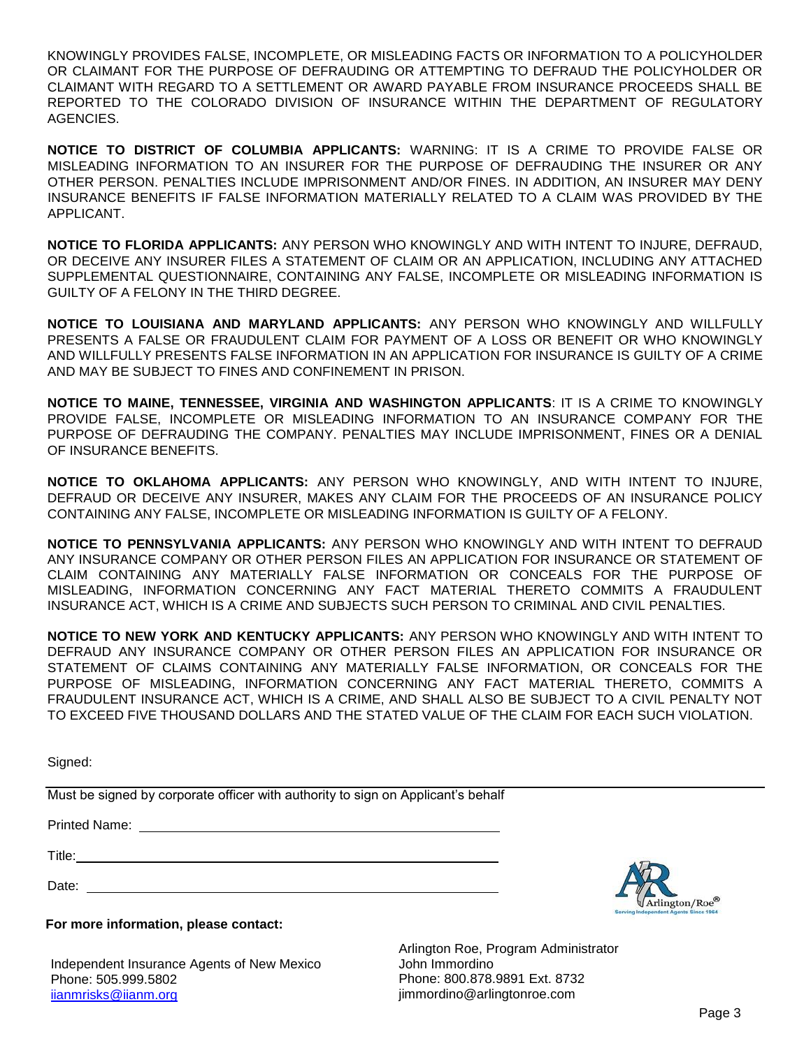KNOWINGLY PROVIDES FALSE, INCOMPLETE, OR MISLEADING FACTS OR INFORMATION TO A POLICYHOLDER OR CLAIMANT FOR THE PURPOSE OF DEFRAUDING OR ATTEMPTING TO DEFRAUD THE POLICYHOLDER OR CLAIMANT WITH REGARD TO A SETTLEMENT OR AWARD PAYABLE FROM INSURANCE PROCEEDS SHALL BE REPORTED TO THE COLORADO DIVISION OF INSURANCE WITHIN THE DEPARTMENT OF REGULATORY AGENCIES.

**NOTICE TO DISTRICT OF COLUMBIA APPLICANTS:** WARNING: IT IS A CRIME TO PROVIDE FALSE OR MISLEADING INFORMATION TO AN INSURER FOR THE PURPOSE OF DEFRAUDING THE INSURER OR ANY OTHER PERSON. PENALTIES INCLUDE IMPRISONMENT AND/OR FINES. IN ADDITION, AN INSURER MAY DENY INSURANCE BENEFITS IF FALSE INFORMATION MATERIALLY RELATED TO A CLAIM WAS PROVIDED BY THE APPLICANT.

**NOTICE TO FLORIDA APPLICANTS:** ANY PERSON WHO KNOWINGLY AND WITH INTENT TO INJURE, DEFRAUD, OR DECEIVE ANY INSURER FILES A STATEMENT OF CLAIM OR AN APPLICATION, INCLUDING ANY ATTACHED SUPPLEMENTAL QUESTIONNAIRE, CONTAINING ANY FALSE, INCOMPLETE OR MISLEADING INFORMATION IS GUILTY OF A FELONY IN THE THIRD DEGREE.

**NOTICE TO LOUISIANA AND MARYLAND APPLICANTS:** ANY PERSON WHO KNOWINGLY AND WILLFULLY PRESENTS A FALSE OR FRAUDULENT CLAIM FOR PAYMENT OF A LOSS OR BENEFIT OR WHO KNOWINGLY AND WILLFULLY PRESENTS FALSE INFORMATION IN AN APPLICATION FOR INSURANCE IS GUILTY OF A CRIME AND MAY BE SUBJECT TO FINES AND CONFINEMENT IN PRISON.

**NOTICE TO MAINE, TENNESSEE, VIRGINIA AND WASHINGTON APPLICANTS**: IT IS A CRIME TO KNOWINGLY PROVIDE FALSE, INCOMPLETE OR MISLEADING INFORMATION TO AN INSURANCE COMPANY FOR THE PURPOSE OF DEFRAUDING THE COMPANY. PENALTIES MAY INCLUDE IMPRISONMENT, FINES OR A DENIAL OF INSURANCE BENEFITS.

**NOTICE TO OKLAHOMA APPLICANTS:** ANY PERSON WHO KNOWINGLY, AND WITH INTENT TO INJURE, DEFRAUD OR DECEIVE ANY INSURER, MAKES ANY CLAIM FOR THE PROCEEDS OF AN INSURANCE POLICY CONTAINING ANY FALSE, INCOMPLETE OR MISLEADING INFORMATION IS GUILTY OF A FELONY.

**NOTICE TO PENNSYLVANIA APPLICANTS:** ANY PERSON WHO KNOWINGLY AND WITH INTENT TO DEFRAUD ANY INSURANCE COMPANY OR OTHER PERSON FILES AN APPLICATION FOR INSURANCE OR STATEMENT OF CLAIM CONTAINING ANY MATERIALLY FALSE INFORMATION OR CONCEALS FOR THE PURPOSE OF MISLEADING, INFORMATION CONCERNING ANY FACT MATERIAL THERETO COMMITS A FRAUDULENT INSURANCE ACT, WHICH IS A CRIME AND SUBJECTS SUCH PERSON TO CRIMINAL AND CIVIL PENALTIES.

**NOTICE TO NEW YORK AND KENTUCKY APPLICANTS:** ANY PERSON WHO KNOWINGLY AND WITH INTENT TO DEFRAUD ANY INSURANCE COMPANY OR OTHER PERSON FILES AN APPLICATION FOR INSURANCE OR STATEMENT OF CLAIMS CONTAINING ANY MATERIALLY FALSE INFORMATION, OR CONCEALS FOR THE PURPOSE OF MISLEADING, INFORMATION CONCERNING ANY FACT MATERIAL THERETO, COMMITS A FRAUDULENT INSURANCE ACT, WHICH IS A CRIME, AND SHALL ALSO BE SUBJECT TO A CIVIL PENALTY NOT TO EXCEED FIVE THOUSAND DOLLARS AND THE STATED VALUE OF THE CLAIM FOR EACH SUCH VIOLATION.

Signed:

Must be signed by corporate officer with authority to sign on Applicant's behalf

Printed Name: ____________________

Title: ____________________

Date: ____________________

**For more information, please contact:**

Independent Insurance Agents of New Mexico
Phone: 505.999.5802
iianmrisks@iianm.org

Arlington Roe, Program Administrator
John Immordino
Phone: 800.878.9891 Ext. 8732
jimmordino@arlingtonroe.com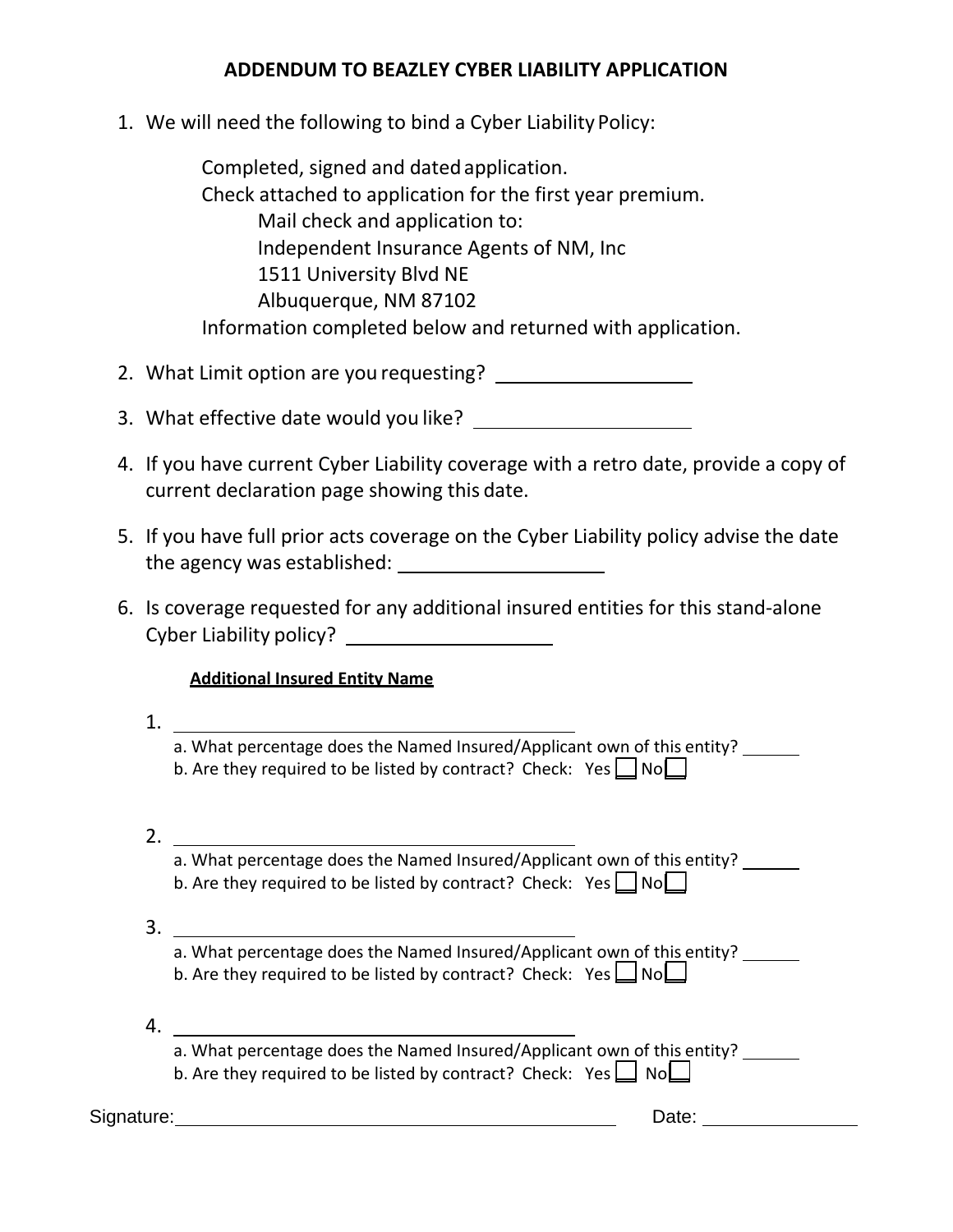# ADDENDUM TO BEAZLEY CYBER LIABILITY APPLICATION

1. We will need the following to bind a Cyber Liability Policy:

   Completed, signed and dated application.
   Check attached to application for the first year premium.
   Mail check and application to:
   Independent Insurance Agents of NM, Inc
   1511 University Blvd NE
   Albuquerque, NM 87102
   Information completed below and returned with application.

2. What Limit option are you requesting? ____________________

3. What effective date would you like? ____________________

4. If you have current Cyber Liability coverage with a retro date, provide a copy of current declaration page showing this date.

5. If you have full prior acts coverage on the Cyber Liability policy advise the date the agency was established: ____________________

6. Is coverage requested for any additional insured entities for this stand-alone Cyber Liability policy? ____________________

   **Additional Insured Entity Name**

   1. ________________________________________
      a. What percentage does the Named Insured/Applicant own of this entity? ______
      b. Are they required to be listed by contract? Check: Yes ☐ No ☐

   2. ________________________________________
      a. What percentage does the Named Insured/Applicant own of this entity? ______
      b. Are they required to be listed by contract? Check: Yes ☐ No ☐

   3. ________________________________________
      a. What percentage does the Named Insured/Applicant own of this entity? ______
      b. Are they required to be listed by contract? Check: Yes ☐ No ☐

   4. ________________________________________
      a. What percentage does the Named Insured/Applicant own of this entity? ______
      b. Are they required to be listed by contract? Check: Yes ☐ No ☐

Signature: ________________________________________ Date: ________________